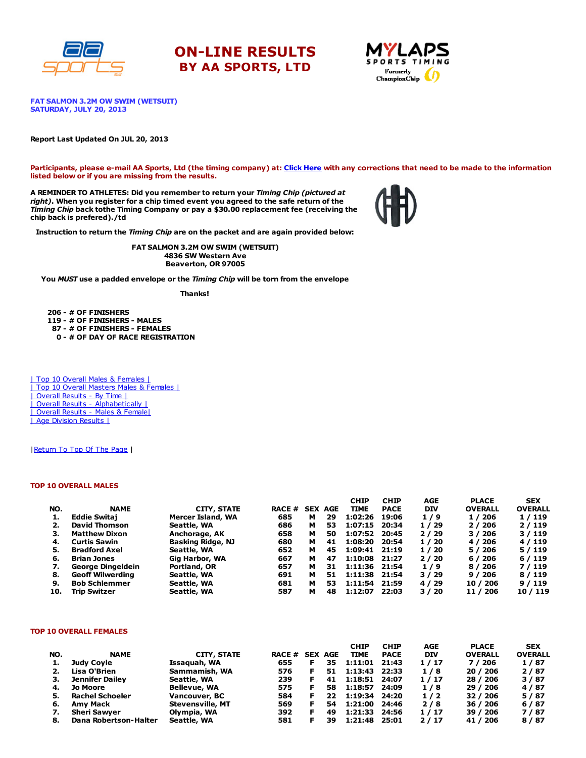# ON-LINE RESULTS
## BY AA SPORTS, LTD

**FAT SALMON 3.2M OW SWIM (WETSUIT)**
**SATURDAY, JULY 20, 2013**

**Report Last Updated On JUL 20, 2013**

**Participants, please e-mail AA Sports, Ltd (the timing company) at: Click Here with any corrections that need to be made to the information listed below or if you are missing from the results.**

**A REMINDER TO ATHLETES: Did you remember to return your *Timing Chip (pictured at right)*. When you register for a chip timed event you agreed to the safe return of the *Timing Chip* back tothe Timing Company or pay a $30.00 replacement fee (receiving the chip back is prefered)./td**

**Instruction to return the *Timing Chip* are on the packet and are again provided below:**

**FAT SALMON 3.2M OW SWIM (WETSUIT)**
**4836 SW Western Ave**
**Beaverton, OR 97005**

**You *MUST* use a padded envelope or the *Timing Chip* will be torn from the envelope**

**Thanks!**

**206 - # OF FINISHERS**
**119 - # OF FINISHERS - MALES**
**87 - # OF FINISHERS - FEMALES**
**0 - # OF DAY OF RACE REGISTRATION**

| Top 10 Overall Males & Females |
| Top 10 Overall Masters Males & Females |
| Overall Results - By Time |
| Overall Results - Alphabetically |
| Overall Results - Males & Female|
| Age Division Results |

|Return To Top Of The Page |

### TOP 10 OVERALL MALES

| NO. | NAME | CITY, STATE | RACE # | SEX | AGE | CHIP TIME | CHIP PACE | AGE DIV | PLACE OVERALL | SEX OVERALL |
|---|---|---|---|---|---|---|---|---|---|---|
| 1. | Eddie Switaj | Mercer Island, WA | 685 | M | 29 | 1:02:26 | 19:06 | 1 / 9 | 1 / 206 | 1 / 119 |
| 2. | David Thomson | Seattle, WA | 686 | M | 53 | 1:07:15 | 20:34 | 1 / 29 | 2 / 206 | 2 / 119 |
| 3. | Matthew Dixon | Anchorage, AK | 658 | M | 50 | 1:07:52 | 20:45 | 2 / 29 | 3 / 206 | 3 / 119 |
| 4. | Curtis Sawin | Basking Ridge, NJ | 680 | M | 41 | 1:08:20 | 20:54 | 1 / 20 | 4 / 206 | 4 / 119 |
| 5. | Bradford Axel | Seattle, WA | 652 | M | 45 | 1:09:41 | 21:19 | 1 / 20 | 5 / 206 | 5 / 119 |
| 6. | Brian Jones | Gig Harbor, WA | 667 | M | 47 | 1:10:08 | 21:27 | 2 / 20 | 6 / 206 | 6 / 119 |
| 7. | George Dingeldein | Portland, OR | 657 | M | 31 | 1:11:36 | 21:54 | 1 / 9 | 8 / 206 | 7 / 119 |
| 8. | Geoff Wilwerding | Seattle, WA | 691 | M | 51 | 1:11:38 | 21:54 | 3 / 29 | 9 / 206 | 8 / 119 |
| 9. | Bob Schlemmer | Seattle, WA | 681 | M | 53 | 1:11:54 | 21:59 | 4 / 29 | 10 / 206 | 9 / 119 |
| 10. | Trip Switzer | Seattle, WA | 587 | M | 48 | 1:12:07 | 22:03 | 3 / 20 | 11 / 206 | 10 / 119 |

### TOP 10 OVERALL FEMALES

| NO. | NAME | CITY, STATE | RACE # | SEX | AGE | CHIP TIME | CHIP PACE | AGE DIV | PLACE OVERALL | SEX OVERALL |
|---|---|---|---|---|---|---|---|---|---|---|
| 1. | Judy Coyle | Issaquah, WA | 655 | F | 35 | 1:11:01 | 21:43 | 1 / 17 | 7 / 206 | 1 / 87 |
| 2. | Lisa O'Brien | Sammamish, WA | 576 | F | 51 | 1:13:43 | 22:33 | 1 / 8 | 20 / 206 | 2 / 87 |
| 3. | Jennifer Dailey | Seattle, WA | 239 | F | 41 | 1:18:51 | 24:07 | 1 / 17 | 28 / 206 | 3 / 87 |
| 4. | Jo Moore | Bellevue, WA | 575 | F | 58 | 1:18:57 | 24:09 | 1 / 8 | 29 / 206 | 4 / 87 |
| 5. | Rachel Schoeler | Vancouver, BC | 584 | F | 22 | 1:19:34 | 24:20 | 1 / 2 | 32 / 206 | 5 / 87 |
| 6. | Amy Mack | Stevensville, MT | 569 | F | 54 | 1:21:00 | 24:46 | 2 / 8 | 36 / 206 | 6 / 87 |
| 7. | Sheri Sawyer | Olympia, WA | 392 | F | 49 | 1:21:33 | 24:56 | 1 / 17 | 39 / 206 | 7 / 87 |
| 8. | Dana Robertson-Halter | Seattle, WA | 581 | F | 39 | 1:21:48 | 25:01 | 2 / 17 | 41 / 206 | 8 / 87 |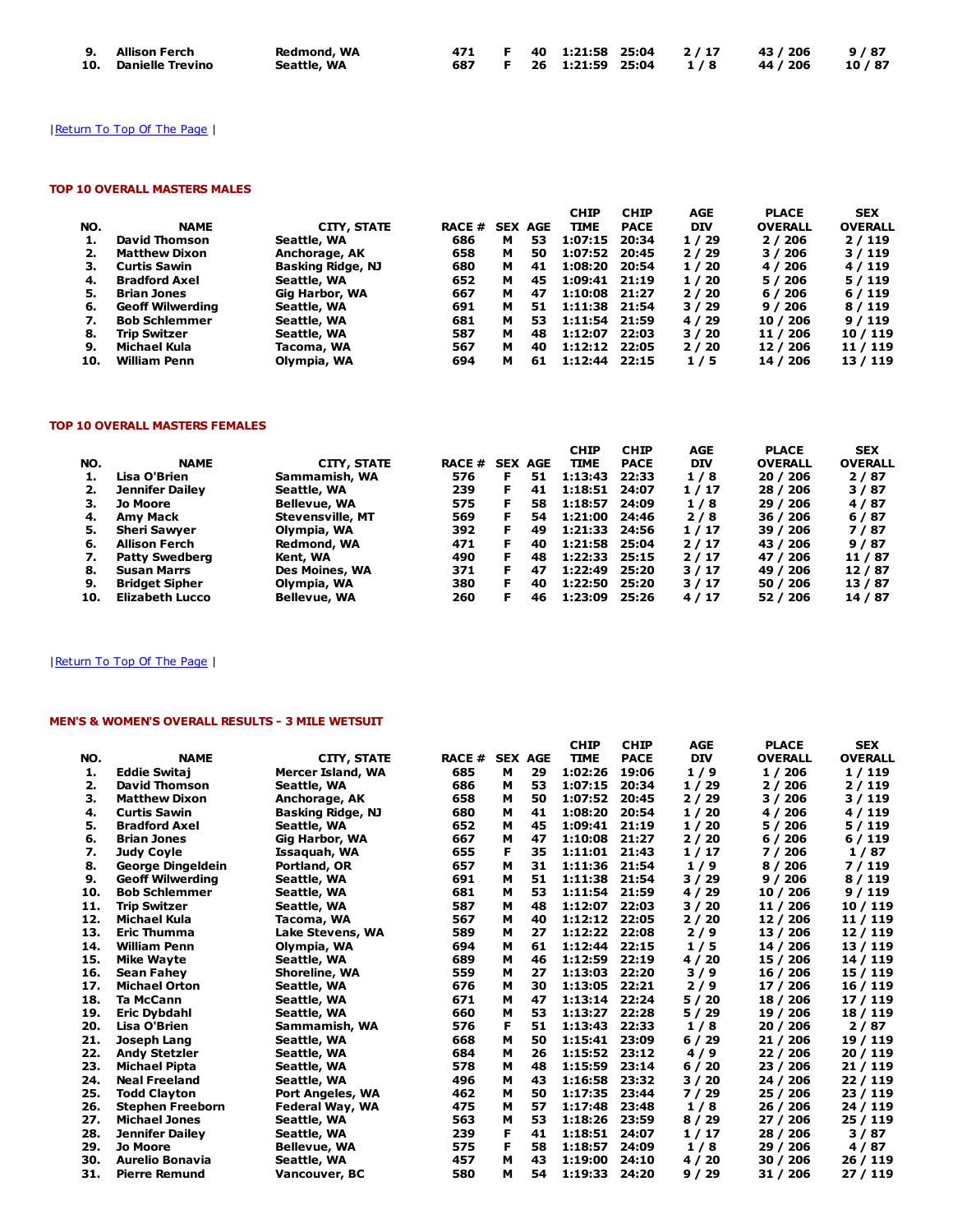| NO. | NAME | CITY, STATE | RACE # | SEX | AGE | CHIP TIME | CHIP PACE | AGE DIV | PLACE OVERALL | SEX OVERALL |
|---|---|---|---|---|---|---|---|---|---|---|
| 9. | Allison Ferch | Redmond, WA | 471 | F | 40 | 1:21:58 | 25:04 | 2 / 17 | 43 / 206 | 9 / 87 |
| 10. | Danielle Trevino | Seattle, WA | 687 | F | 26 | 1:21:59 | 25:04 | 1 / 8 | 44 / 206 | 10 / 87 |

| Return To Top Of The Page |

#### TOP 10 OVERALL MASTERS MALES

| NO. | NAME | CITY, STATE | RACE # | SEX | AGE | CHIP TIME | CHIP PACE | AGE DIV | PLACE OVERALL | SEX OVERALL |
|---|---|---|---|---|---|---|---|---|---|---|
| 1. | David Thomson | Seattle, WA | 686 | M | 53 | 1:07:15 | 20:34 | 1 / 29 | 2 / 206 | 2 / 119 |
| 2. | Matthew Dixon | Anchorage, AK | 658 | M | 50 | 1:07:52 | 20:45 | 2 / 29 | 3 / 206 | 3 / 119 |
| 3. | Curtis Sawin | Basking Ridge, NJ | 680 | M | 41 | 1:08:20 | 20:54 | 1 / 20 | 4 / 206 | 4 / 119 |
| 4. | Bradford Axel | Seattle, WA | 652 | M | 45 | 1:09:41 | 21:19 | 1 / 20 | 5 / 206 | 5 / 119 |
| 5. | Brian Jones | Gig Harbor, WA | 667 | M | 47 | 1:10:08 | 21:27 | 2 / 20 | 6 / 206 | 6 / 119 |
| 6. | Geoff Wilwerding | Seattle, WA | 691 | M | 51 | 1:11:38 | 21:54 | 3 / 29 | 9 / 206 | 8 / 119 |
| 7. | Bob Schlemmer | Seattle, WA | 681 | M | 53 | 1:11:54 | 21:59 | 4 / 29 | 10 / 206 | 9 / 119 |
| 8. | Trip Switzer | Seattle, WA | 587 | M | 48 | 1:12:07 | 22:03 | 3 / 20 | 11 / 206 | 10 / 119 |
| 9. | Michael Kula | Tacoma, WA | 567 | M | 40 | 1:12:12 | 22:05 | 2 / 20 | 12 / 206 | 11 / 119 |
| 10. | William Penn | Olympia, WA | 694 | M | 61 | 1:12:44 | 22:15 | 1 / 5 | 14 / 206 | 13 / 119 |

#### TOP 10 OVERALL MASTERS FEMALES

| NO. | NAME | CITY, STATE | RACE # | SEX | AGE | CHIP TIME | CHIP PACE | AGE DIV | PLACE OVERALL | SEX OVERALL |
|---|---|---|---|---|---|---|---|---|---|---|
| 1. | Lisa O'Brien | Sammamish, WA | 576 | F | 51 | 1:13:43 | 22:33 | 1 / 8 | 20 / 206 | 2 / 87 |
| 2. | Jennifer Dailey | Seattle, WA | 239 | F | 41 | 1:18:51 | 24:07 | 1 / 17 | 28 / 206 | 3 / 87 |
| 3. | Jo Moore | Bellevue, WA | 575 | F | 58 | 1:18:57 | 24:09 | 1 / 8 | 29 / 206 | 4 / 87 |
| 4. | Amy Mack | Stevensville, MT | 569 | F | 54 | 1:21:00 | 24:46 | 2 / 8 | 36 / 206 | 6 / 87 |
| 5. | Sheri Sawyer | Olympia, WA | 392 | F | 49 | 1:21:33 | 24:56 | 1 / 17 | 39 / 206 | 7 / 87 |
| 6. | Allison Ferch | Redmond, WA | 471 | F | 40 | 1:21:58 | 25:04 | 2 / 17 | 43 / 206 | 9 / 87 |
| 7. | Patty Swedberg | Kent, WA | 490 | F | 48 | 1:22:33 | 25:15 | 2 / 17 | 47 / 206 | 11 / 87 |
| 8. | Susan Marrs | Des Moines, WA | 371 | F | 47 | 1:22:49 | 25:20 | 3 / 17 | 49 / 206 | 12 / 87 |
| 9. | Bridget Sipher | Olympia, WA | 380 | F | 40 | 1:22:50 | 25:20 | 3 / 17 | 50 / 206 | 13 / 87 |
| 10. | Elizabeth Lucco | Bellevue, WA | 260 | F | 46 | 1:23:09 | 25:26 | 4 / 17 | 52 / 206 | 14 / 87 |

| Return To Top Of The Page |

#### MEN'S & WOMEN'S OVERALL RESULTS - 3 MILE WETSUIT

| NO. | NAME | CITY, STATE | RACE # | SEX | AGE | CHIP TIME | CHIP PACE | AGE DIV | PLACE OVERALL | SEX OVERALL |
|---|---|---|---|---|---|---|---|---|---|---|
| 1. | Eddie Switaj | Mercer Island, WA | 685 | M | 29 | 1:02:26 | 19:06 | 1 / 9 | 1 / 206 | 1 / 119 |
| 2. | David Thomson | Seattle, WA | 686 | M | 53 | 1:07:15 | 20:34 | 1 / 29 | 2 / 206 | 2 / 119 |
| 3. | Matthew Dixon | Anchorage, AK | 658 | M | 50 | 1:07:52 | 20:45 | 2 / 29 | 3 / 206 | 3 / 119 |
| 4. | Curtis Sawin | Basking Ridge, NJ | 680 | M | 41 | 1:08:20 | 20:54 | 1 / 20 | 4 / 206 | 4 / 119 |
| 5. | Bradford Axel | Seattle, WA | 652 | M | 45 | 1:09:41 | 21:19 | 1 / 20 | 5 / 206 | 5 / 119 |
| 6. | Brian Jones | Gig Harbor, WA | 667 | M | 47 | 1:10:08 | 21:27 | 2 / 20 | 6 / 206 | 6 / 119 |
| 7. | Judy Coyle | Issaquah, WA | 655 | F | 35 | 1:11:01 | 21:43 | 1 / 17 | 7 / 206 | 1 / 87 |
| 8. | George Dingeldein | Portland, OR | 657 | M | 31 | 1:11:36 | 21:54 | 1 / 9 | 8 / 206 | 7 / 119 |
| 9. | Geoff Wilwerding | Seattle, WA | 691 | M | 51 | 1:11:38 | 21:54 | 3 / 29 | 9 / 206 | 8 / 119 |
| 10. | Bob Schlemmer | Seattle, WA | 681 | M | 53 | 1:11:54 | 21:59 | 4 / 29 | 10 / 206 | 9 / 119 |
| 11. | Trip Switzer | Seattle, WA | 587 | M | 48 | 1:12:07 | 22:03 | 3 / 20 | 11 / 206 | 10 / 119 |
| 12. | Michael Kula | Tacoma, WA | 567 | M | 40 | 1:12:12 | 22:05 | 2 / 20 | 12 / 206 | 11 / 119 |
| 13. | Eric Thumma | Lake Stevens, WA | 589 | M | 27 | 1:12:22 | 22:08 | 2 / 9 | 13 / 206 | 12 / 119 |
| 14. | William Penn | Olympia, WA | 694 | M | 61 | 1:12:44 | 22:15 | 1 / 5 | 14 / 206 | 13 / 119 |
| 15. | Mike Wayte | Seattle, WA | 689 | M | 46 | 1:12:59 | 22:19 | 4 / 20 | 15 / 206 | 14 / 119 |
| 16. | Sean Fahey | Shoreline, WA | 559 | M | 27 | 1:13:03 | 22:20 | 3 / 9 | 16 / 206 | 15 / 119 |
| 17. | Michael Orton | Seattle, WA | 676 | M | 30 | 1:13:05 | 22:21 | 2 / 9 | 17 / 206 | 16 / 119 |
| 18. | Ta McCann | Seattle, WA | 671 | M | 47 | 1:13:14 | 22:24 | 5 / 20 | 18 / 206 | 17 / 119 |
| 19. | Eric Dybdahl | Seattle, WA | 660 | M | 53 | 1:13:27 | 22:28 | 5 / 29 | 19 / 206 | 18 / 119 |
| 20. | Lisa O'Brien | Sammamish, WA | 576 | F | 51 | 1:13:43 | 22:33 | 1 / 8 | 20 / 206 | 2 / 87 |
| 21. | Joseph Lang | Seattle, WA | 668 | M | 50 | 1:15:41 | 23:09 | 6 / 29 | 21 / 206 | 19 / 119 |
| 22. | Andy Stetzler | Seattle, WA | 684 | M | 26 | 1:15:52 | 23:12 | 4 / 9 | 22 / 206 | 20 / 119 |
| 23. | Michael Pipta | Seattle, WA | 578 | M | 48 | 1:15:59 | 23:14 | 6 / 20 | 23 / 206 | 21 / 119 |
| 24. | Neal Freeland | Seattle, WA | 496 | M | 43 | 1:16:58 | 23:32 | 3 / 20 | 24 / 206 | 22 / 119 |
| 25. | Todd Clayton | Port Angeles, WA | 462 | M | 50 | 1:17:35 | 23:44 | 7 / 29 | 25 / 206 | 23 / 119 |
| 26. | Stephen Freeborn | Federal Way, WA | 475 | M | 57 | 1:17:48 | 23:48 | 1 / 8 | 26 / 206 | 24 / 119 |
| 27. | Michael Jones | Seattle, WA | 563 | M | 53 | 1:18:26 | 23:59 | 8 / 29 | 27 / 206 | 25 / 119 |
| 28. | Jennifer Dailey | Seattle, WA | 239 | F | 41 | 1:18:51 | 24:07 | 1 / 17 | 28 / 206 | 3 / 87 |
| 29. | Jo Moore | Bellevue, WA | 575 | F | 58 | 1:18:57 | 24:09 | 1 / 8 | 29 / 206 | 4 / 87 |
| 30. | Aurelio Bonavia | Seattle, WA | 457 | M | 43 | 1:19:00 | 24:10 | 4 / 20 | 30 / 206 | 26 / 119 |
| 31. | Pierre Remund | Vancouver, BC | 580 | M | 54 | 1:19:33 | 24:20 | 9 / 29 | 31 / 206 | 27 / 119 |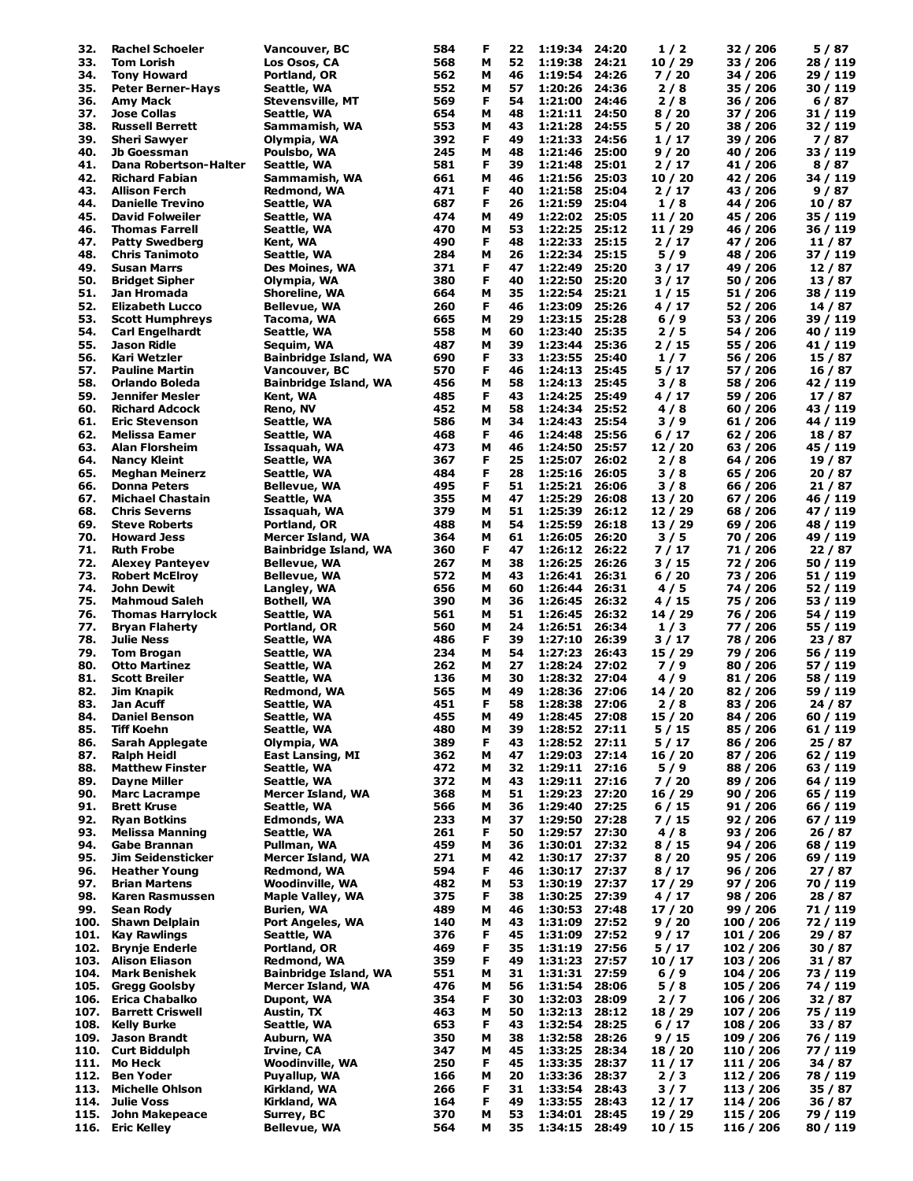| 32. | Rachel Schoeler | Vancouver, BC | 584 | F | 22 | 1:19:34 | 24:20 | 1 / 2 | 32 / 206 | 5 / 87 |
|---|---|---|---|---|---|---|---|---|---|---|
| 33. | Tom Lorish | Los Osos, CA | 568 | M | 52 | 1:19:38 | 24:21 | 10 / 29 | 33 / 206 | 28 / 119 |
| 34. | Tony Howard | Portland, OR | 562 | M | 46 | 1:19:54 | 24:26 | 7 / 20 | 34 / 206 | 29 / 119 |
| 35. | Peter Berner-Hays | Seattle, WA | 552 | M | 57 | 1:20:26 | 24:36 | 2 / 8 | 35 / 206 | 30 / 119 |
| 36. | Amy Mack | Stevensville, MT | 569 | F | 54 | 1:21:00 | 24:46 | 2 / 8 | 36 / 206 | 6 / 87 |
| 37. | Jose Collas | Seattle, WA | 654 | M | 48 | 1:21:11 | 24:50 | 8 / 20 | 37 / 206 | 31 / 119 |
| 38. | Russell Berrett | Sammamish, WA | 553 | M | 43 | 1:21:28 | 24:55 | 5 / 20 | 38 / 206 | 32 / 119 |
| 39. | Sheri Sawyer | Olympia, WA | 392 | F | 49 | 1:21:33 | 24:56 | 1 / 17 | 39 / 206 | 7 / 87 |
| 40. | Jb Goessman | Poulsbo, WA | 245 | M | 48 | 1:21:46 | 25:00 | 9 / 20 | 40 / 206 | 33 / 119 |
| 41. | Dana Robertson-Halter | Seattle, WA | 581 | F | 39 | 1:21:48 | 25:01 | 2 / 17 | 41 / 206 | 8 / 87 |
| 42. | Richard Fabian | Sammamish, WA | 661 | M | 46 | 1:21:56 | 25:03 | 10 / 20 | 42 / 206 | 34 / 119 |
| 43. | Allison Ferch | Redmond, WA | 471 | F | 40 | 1:21:58 | 25:04 | 2 / 17 | 43 / 206 | 9 / 87 |
| 44. | Danielle Trevino | Seattle, WA | 687 | F | 26 | 1:21:59 | 25:04 | 1 / 8 | 44 / 206 | 10 / 87 |
| 45. | David Folweiler | Seattle, WA | 474 | M | 49 | 1:22:02 | 25:05 | 11 / 20 | 45 / 206 | 35 / 119 |
| 46. | Thomas Farrell | Seattle, WA | 470 | M | 53 | 1:22:25 | 25:12 | 11 / 29 | 46 / 206 | 36 / 119 |
| 47. | Patty Swedberg | Kent, WA | 490 | F | 48 | 1:22:33 | 25:15 | 2 / 17 | 47 / 206 | 11 / 87 |
| 48. | Chris Tanimoto | Seattle, WA | 284 | M | 26 | 1:22:34 | 25:15 | 5 / 9 | 48 / 206 | 37 / 119 |
| 49. | Susan Marrs | Des Moines, WA | 371 | F | 47 | 1:22:49 | 25:20 | 3 / 17 | 49 / 206 | 12 / 87 |
| 50. | Bridget Sipher | Olympia, WA | 380 | F | 40 | 1:22:50 | 25:20 | 3 / 17 | 50 / 206 | 13 / 87 |
| 51. | Jan Hromada | Shoreline, WA | 664 | M | 35 | 1:22:54 | 25:21 | 1 / 15 | 51 / 206 | 38 / 119 |
| 52. | Elizabeth Lucco | Bellevue, WA | 260 | F | 46 | 1:23:09 | 25:26 | 4 / 17 | 52 / 206 | 14 / 87 |
| 53. | Scott Humphreys | Tacoma, WA | 665 | M | 29 | 1:23:15 | 25:28 | 6 / 9 | 53 / 206 | 39 / 119 |
| 54. | Carl Engelhardt | Seattle, WA | 558 | M | 60 | 1:23:40 | 25:35 | 2 / 5 | 54 / 206 | 40 / 119 |
| 55. | Jason Ridle | Sequim, WA | 487 | M | 39 | 1:23:44 | 25:36 | 2 / 15 | 55 / 206 | 41 / 119 |
| 56. | Kari Wetzler | Bainbridge Island, WA | 690 | F | 33 | 1:23:55 | 25:40 | 1 / 7 | 56 / 206 | 15 / 87 |
| 57. | Pauline Martin | Vancouver, BC | 570 | F | 46 | 1:24:13 | 25:45 | 5 / 17 | 57 / 206 | 16 / 87 |
| 58. | Orlando Boleda | Bainbridge Island, WA | 456 | M | 58 | 1:24:13 | 25:45 | 3 / 8 | 58 / 206 | 42 / 119 |
| 59. | Jennifer Mesler | Kent, WA | 485 | F | 43 | 1:24:25 | 25:49 | 4 / 17 | 59 / 206 | 17 / 87 |
| 60. | Richard Adcock | Reno, NV | 452 | M | 58 | 1:24:34 | 25:52 | 4 / 8 | 60 / 206 | 43 / 119 |
| 61. | Eric Stevenson | Seattle, WA | 586 | M | 34 | 1:24:43 | 25:54 | 3 / 9 | 61 / 206 | 44 / 119 |
| 62. | Melissa Eamer | Seattle, WA | 468 | F | 46 | 1:24:48 | 25:56 | 6 / 17 | 62 / 206 | 18 / 87 |
| 63. | Alan Florsheim | Issaquah, WA | 473 | M | 46 | 1:24:50 | 25:57 | 12 / 20 | 63 / 206 | 45 / 119 |
| 64. | Nancy Kleint | Seattle, WA | 367 | F | 25 | 1:25:07 | 26:02 | 2 / 8 | 64 / 206 | 19 / 87 |
| 65. | Meghan Meinerz | Seattle, WA | 484 | F | 28 | 1:25:16 | 26:05 | 3 / 8 | 65 / 206 | 20 / 87 |
| 66. | Donna Peters | Bellevue, WA | 495 | F | 51 | 1:25:21 | 26:06 | 3 / 8 | 66 / 206 | 21 / 87 |
| 67. | Michael Chastain | Seattle, WA | 355 | M | 47 | 1:25:29 | 26:08 | 13 / 20 | 67 / 206 | 46 / 119 |
| 68. | Chris Severns | Issaquah, WA | 379 | M | 51 | 1:25:39 | 26:12 | 12 / 29 | 68 / 206 | 47 / 119 |
| 69. | Steve Roberts | Portland, OR | 488 | M | 54 | 1:25:59 | 26:18 | 13 / 29 | 69 / 206 | 48 / 119 |
| 70. | Howard Jess | Mercer Island, WA | 364 | M | 61 | 1:26:05 | 26:20 | 3 / 5 | 70 / 206 | 49 / 119 |
| 71. | Ruth Frobe | Bainbridge Island, WA | 360 | F | 47 | 1:26:12 | 26:22 | 7 / 17 | 71 / 206 | 22 / 87 |
| 72. | Alexey Panteyev | Bellevue, WA | 267 | M | 38 | 1:26:25 | 26:26 | 3 / 15 | 72 / 206 | 50 / 119 |
| 73. | Robert McElroy | Bellevue, WA | 572 | M | 43 | 1:26:41 | 26:31 | 6 / 20 | 73 / 206 | 51 / 119 |
| 74. | John Dewit | Langley, WA | 656 | M | 60 | 1:26:44 | 26:31 | 4 / 5 | 74 / 206 | 52 / 119 |
| 75. | Mahmoud Saleh | Bothell, WA | 390 | M | 36 | 1:26:45 | 26:32 | 4 / 15 | 75 / 206 | 53 / 119 |
| 76. | Thomas Harrylock | Seattle, WA | 561 | M | 51 | 1:26:45 | 26:32 | 14 / 29 | 76 / 206 | 54 / 119 |
| 77. | Bryan Flaherty | Portland, OR | 560 | M | 24 | 1:26:51 | 26:34 | 1 / 3 | 77 / 206 | 55 / 119 |
| 78. | Julie Ness | Seattle, WA | 486 | F | 39 | 1:27:10 | 26:39 | 3 / 17 | 78 / 206 | 23 / 87 |
| 79. | Tom Brogan | Seattle, WA | 234 | M | 54 | 1:27:23 | 26:43 | 15 / 29 | 79 / 206 | 56 / 119 |
| 80. | Otto Martinez | Seattle, WA | 262 | M | 27 | 1:28:24 | 27:02 | 7 / 9 | 80 / 206 | 57 / 119 |
| 81. | Scott Breiler | Seattle, WA | 136 | M | 30 | 1:28:32 | 27:04 | 4 / 9 | 81 / 206 | 58 / 119 |
| 82. | Jim Knapik | Redmond, WA | 565 | M | 49 | 1:28:36 | 27:06 | 14 / 20 | 82 / 206 | 59 / 119 |
| 83. | Jan Acuff | Seattle, WA | 451 | F | 58 | 1:28:38 | 27:06 | 2 / 8 | 83 / 206 | 24 / 87 |
| 84. | Daniel Benson | Seattle, WA | 455 | M | 49 | 1:28:45 | 27:08 | 15 / 20 | 84 / 206 | 60 / 119 |
| 85. | Tiff Koehn | Seattle, WA | 480 | M | 39 | 1:28:52 | 27:11 | 5 / 15 | 85 / 206 | 61 / 119 |
| 86. | Sarah Applegate | Olympia, WA | 389 | F | 43 | 1:28:52 | 27:11 | 5 / 17 | 86 / 206 | 25 / 87 |
| 87. | Ralph Heidl | East Lansing, MI | 362 | M | 47 | 1:29:03 | 27:14 | 16 / 20 | 87 / 206 | 62 / 119 |
| 88. | Matthew Finster | Seattle, WA | 472 | M | 32 | 1:29:11 | 27:16 | 5 / 9 | 88 / 206 | 63 / 119 |
| 89. | Dayne Miller | Seattle, WA | 372 | M | 43 | 1:29:11 | 27:16 | 7 / 20 | 89 / 206 | 64 / 119 |
| 90. | Marc Lacrampe | Mercer Island, WA | 368 | M | 51 | 1:29:23 | 27:20 | 16 / 29 | 90 / 206 | 65 / 119 |
| 91. | Brett Kruse | Seattle, WA | 566 | M | 36 | 1:29:40 | 27:25 | 6 / 15 | 91 / 206 | 66 / 119 |
| 92. | Ryan Botkins | Edmonds, WA | 233 | M | 37 | 1:29:50 | 27:28 | 7 / 15 | 92 / 206 | 67 / 119 |
| 93. | Melissa Manning | Seattle, WA | 261 | F | 50 | 1:29:57 | 27:30 | 4 / 8 | 93 / 206 | 26 / 87 |
| 94. | Gabe Brannan | Pullman, WA | 459 | M | 36 | 1:30:01 | 27:32 | 8 / 15 | 94 / 206 | 68 / 119 |
| 95. | Jim Seidensticker | Mercer Island, WA | 271 | M | 42 | 1:30:17 | 27:37 | 8 / 20 | 95 / 206 | 69 / 119 |
| 96. | Heather Young | Redmond, WA | 594 | F | 46 | 1:30:17 | 27:37 | 8 / 17 | 96 / 206 | 27 / 87 |
| 97. | Brian Martens | Woodinville, WA | 482 | M | 53 | 1:30:19 | 27:37 | 17 / 29 | 97 / 206 | 70 / 119 |
| 98. | Karen Rasmussen | Maple Valley, WA | 375 | F | 38 | 1:30:25 | 27:39 | 4 / 17 | 98 / 206 | 28 / 87 |
| 99. | Sean Rody | Burien, WA | 489 | M | 46 | 1:30:53 | 27:48 | 17 / 20 | 99 / 206 | 71 / 119 |
| 100. | Shawn Delplain | Port Angeles, WA | 140 | M | 43 | 1:31:09 | 27:52 | 9 / 20 | 100 / 206 | 72 / 119 |
| 101. | Kay Rawlings | Seattle, WA | 376 | F | 45 | 1:31:09 | 27:52 | 9 / 17 | 101 / 206 | 29 / 87 |
| 102. | Brynje Enderle | Portland, OR | 469 | F | 35 | 1:31:19 | 27:56 | 5 / 17 | 102 / 206 | 30 / 87 |
| 103. | Alison Eliason | Redmond, WA | 359 | F | 49 | 1:31:23 | 27:57 | 10 / 17 | 103 / 206 | 31 / 87 |
| 104. | Mark Benishek | Bainbridge Island, WA | 551 | M | 31 | 1:31:31 | 27:59 | 6 / 9 | 104 / 206 | 73 / 119 |
| 105. | Gregg Goolsby | Mercer Island, WA | 476 | M | 56 | 1:31:54 | 28:06 | 5 / 8 | 105 / 206 | 74 / 119 |
| 106. | Erica Chabalko | Dupont, WA | 354 | F | 30 | 1:32:03 | 28:09 | 2 / 7 | 106 / 206 | 32 / 87 |
| 107. | Barrett Criswell | Austin, TX | 463 | M | 50 | 1:32:13 | 28:12 | 18 / 29 | 107 / 206 | 75 / 119 |
| 108. | Kelly Burke | Seattle, WA | 653 | F | 43 | 1:32:54 | 28:25 | 6 / 17 | 108 / 206 | 33 / 87 |
| 109. | Jason Brandt | Auburn, WA | 350 | M | 38 | 1:32:58 | 28:26 | 9 / 15 | 109 / 206 | 76 / 119 |
| 110. | Curt Biddulph | Irvine, CA | 347 | M | 45 | 1:33:25 | 28:34 | 18 / 20 | 110 / 206 | 77 / 119 |
| 111. | Mo Heck | Woodinville, WA | 250 | F | 45 | 1:33:35 | 28:37 | 11 / 17 | 111 / 206 | 34 / 87 |
| 112. | Ben Yoder | Puyallup, WA | 166 | M | 20 | 1:33:36 | 28:37 | 2 / 3 | 112 / 206 | 78 / 119 |
| 113. | Michelle Ohlson | Kirkland, WA | 266 | F | 31 | 1:33:54 | 28:43 | 3 / 7 | 113 / 206 | 35 / 87 |
| 114. | Julie Voss | Kirkland, WA | 164 | F | 49 | 1:33:55 | 28:43 | 12 / 17 | 114 / 206 | 36 / 87 |
| 115. | John Makepeace | Surrey, BC | 370 | M | 53 | 1:34:01 | 28:45 | 19 / 29 | 115 / 206 | 79 / 119 |
| 116. | Eric Kelley | Bellevue, WA | 564 | M | 35 | 1:34:15 | 28:49 | 10 / 15 | 116 / 206 | 80 / 119 |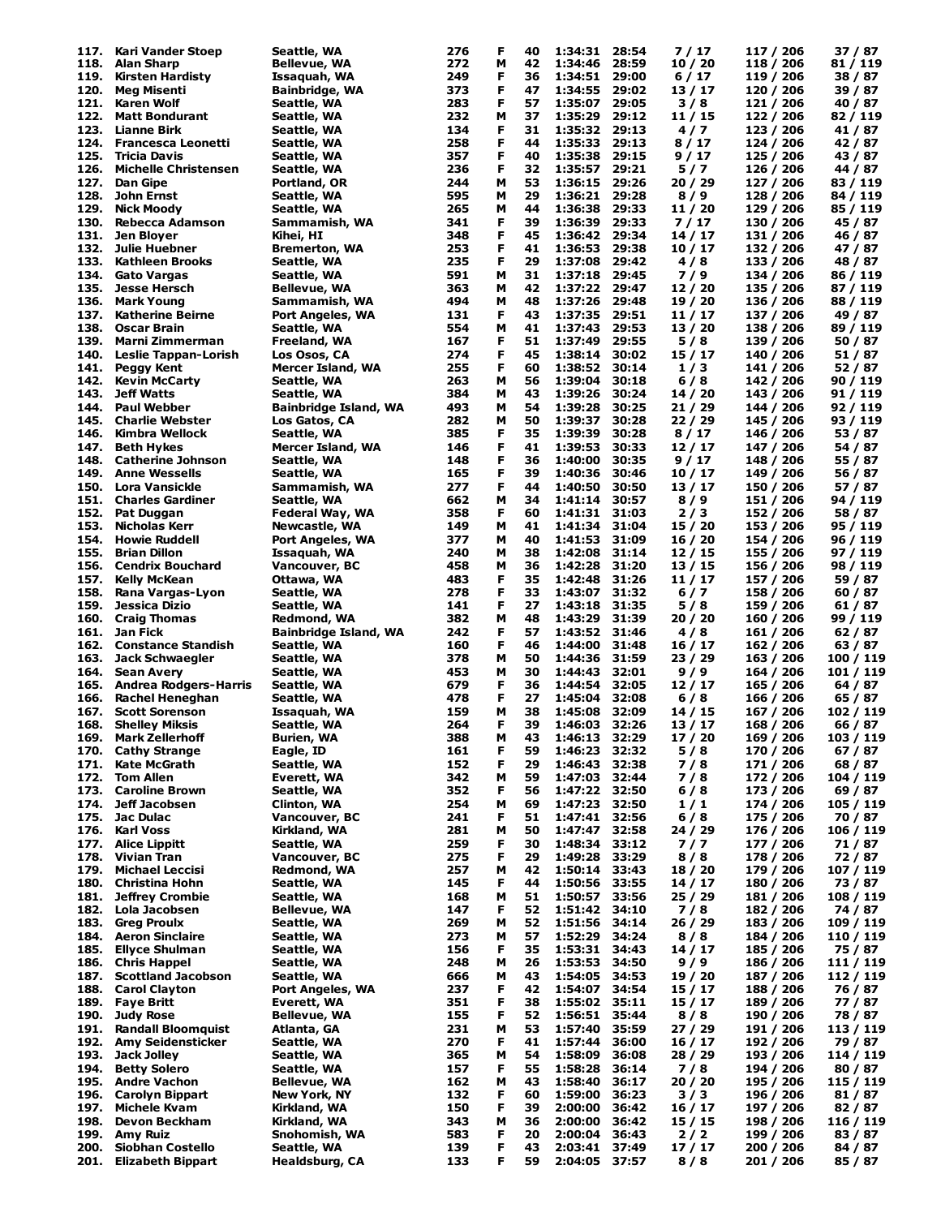| | | | | | | | | | | |
|---|---|---|---|---|---|---|---|---|---|---|
| 117. | Kari Vander Stoep | Seattle, WA | 276 | F | 40 | 1:34:31 | 28:54 | 7 / 17 | 117 / 206 | 37 / 87 |
| 118. | Alan Sharp | Bellevue, WA | 272 | M | 42 | 1:34:46 | 28:59 | 10 / 20 | 118 / 206 | 81 / 119 |
| 119. | Kirsten Hardisty | Issaquah, WA | 249 | F | 36 | 1:34:51 | 29:00 | 6 / 17 | 119 / 206 | 38 / 87 |
| 120. | Meg Misenti | Bainbridge, WA | 373 | F | 47 | 1:34:55 | 29:02 | 13 / 17 | 120 / 206 | 39 / 87 |
| 121. | Karen Wolf | Seattle, WA | 283 | F | 57 | 1:35:07 | 29:05 | 3 / 8 | 121 / 206 | 40 / 87 |
| 122. | Matt Bondurant | Seattle, WA | 232 | M | 37 | 1:35:29 | 29:12 | 11 / 15 | 122 / 206 | 82 / 119 |
| 123. | Lianne Birk | Seattle, WA | 134 | F | 31 | 1:35:32 | 29:13 | 4 / 7 | 123 / 206 | 41 / 87 |
| 124. | Francesca Leonetti | Seattle, WA | 258 | F | 44 | 1:35:33 | 29:13 | 8 / 17 | 124 / 206 | 42 / 87 |
| 125. | Tricia Davis | Seattle, WA | 357 | F | 40 | 1:35:38 | 29:15 | 9 / 17 | 125 / 206 | 43 / 87 |
| 126. | Michelle Christensen | Seattle, WA | 236 | F | 32 | 1:35:57 | 29:21 | 5 / 7 | 126 / 206 | 44 / 87 |
| 127. | Dan Gipe | Portland, OR | 244 | M | 53 | 1:36:15 | 29:26 | 20 / 29 | 127 / 206 | 83 / 119 |
| 128. | John Ernst | Seattle, WA | 595 | M | 29 | 1:36:21 | 29:28 | 8 / 9 | 128 / 206 | 84 / 119 |
| 129. | Nick Moody | Seattle, WA | 265 | M | 44 | 1:36:38 | 29:33 | 11 / 20 | 129 / 206 | 85 / 119 |
| 130. | Rebecca Adamson | Sammamish, WA | 341 | F | 39 | 1:36:39 | 29:33 | 7 / 17 | 130 / 206 | 45 / 87 |
| 131. | Jen Bloyer | Kihei, HI | 348 | F | 45 | 1:36:42 | 29:34 | 14 / 17 | 131 / 206 | 46 / 87 |
| 132. | Julie Huebner | Bremerton, WA | 253 | F | 41 | 1:36:53 | 29:38 | 10 / 17 | 132 / 206 | 47 / 87 |
| 133. | Kathleen Brooks | Seattle, WA | 235 | F | 29 | 1:37:08 | 29:42 | 4 / 8 | 133 / 206 | 48 / 87 |
| 134. | Gato Vargas | Seattle, WA | 591 | M | 31 | 1:37:18 | 29:45 | 7 / 9 | 134 / 206 | 86 / 119 |
| 135. | Jesse Hersch | Bellevue, WA | 363 | M | 42 | 1:37:22 | 29:47 | 12 / 20 | 135 / 206 | 87 / 119 |
| 136. | Mark Young | Sammamish, WA | 494 | M | 48 | 1:37:26 | 29:48 | 19 / 20 | 136 / 206 | 88 / 119 |
| 137. | Katherine Beirne | Port Angeles, WA | 131 | F | 43 | 1:37:35 | 29:51 | 11 / 17 | 137 / 206 | 49 / 87 |
| 138. | Oscar Brain | Seattle, WA | 554 | M | 41 | 1:37:43 | 29:53 | 13 / 20 | 138 / 206 | 89 / 119 |
| 139. | Marni Zimmerman | Freeland, WA | 167 | F | 51 | 1:37:49 | 29:55 | 5 / 8 | 139 / 206 | 50 / 87 |
| 140. | Leslie Tappan-Lorish | Los Osos, CA | 274 | F | 45 | 1:38:14 | 30:02 | 15 / 17 | 140 / 206 | 51 / 87 |
| 141. | Peggy Kent | Mercer Island, WA | 255 | F | 60 | 1:38:52 | 30:14 | 1 / 3 | 141 / 206 | 52 / 87 |
| 142. | Kevin McCarty | Seattle, WA | 263 | M | 56 | 1:39:04 | 30:18 | 6 / 8 | 142 / 206 | 90 / 119 |
| 143. | Jeff Watts | Seattle, WA | 384 | M | 43 | 1:39:26 | 30:24 | 14 / 20 | 143 / 206 | 91 / 119 |
| 144. | Paul Webber | Bainbridge Island, WA | 493 | M | 54 | 1:39:28 | 30:25 | 21 / 29 | 144 / 206 | 92 / 119 |
| 145. | Charlie Webster | Los Gatos, CA | 282 | M | 50 | 1:39:37 | 30:28 | 22 / 29 | 145 / 206 | 93 / 119 |
| 146. | Kimbra Wellock | Seattle, WA | 385 | F | 35 | 1:39:39 | 30:28 | 8 / 17 | 146 / 206 | 53 / 87 |
| 147. | Beth Hykes | Mercer Island, WA | 146 | F | 41 | 1:39:53 | 30:33 | 12 / 17 | 147 / 206 | 54 / 87 |
| 148. | Catherine Johnson | Seattle, WA | 148 | F | 36 | 1:40:00 | 30:35 | 9 / 17 | 148 / 206 | 55 / 87 |
| 149. | Anne Wessells | Seattle, WA | 165 | F | 39 | 1:40:36 | 30:46 | 10 / 17 | 149 / 206 | 56 / 87 |
| 150. | Lora Vansickle | Sammamish, WA | 277 | F | 44 | 1:40:50 | 30:50 | 13 / 17 | 150 / 206 | 57 / 87 |
| 151. | Charles Gardiner | Seattle, WA | 662 | M | 34 | 1:41:14 | 30:57 | 8 / 9 | 151 / 206 | 94 / 119 |
| 152. | Pat Duggan | Federal Way, WA | 358 | F | 60 | 1:41:31 | 31:03 | 2 / 3 | 152 / 206 | 58 / 87 |
| 153. | Nicholas Kerr | Newcastle, WA | 149 | M | 41 | 1:41:34 | 31:04 | 15 / 20 | 153 / 206 | 95 / 119 |
| 154. | Howie Ruddell | Port Angeles, WA | 377 | M | 40 | 1:41:53 | 31:09 | 16 / 20 | 154 / 206 | 96 / 119 |
| 155. | Brian Dillon | Issaquah, WA | 240 | M | 38 | 1:42:08 | 31:14 | 12 / 15 | 155 / 206 | 97 / 119 |
| 156. | Cendrix Bouchard | Vancouver, BC | 458 | M | 36 | 1:42:28 | 31:20 | 13 / 15 | 156 / 206 | 98 / 119 |
| 157. | Kelly McKean | Ottawa, WA | 483 | F | 35 | 1:42:48 | 31:26 | 11 / 17 | 157 / 206 | 59 / 87 |
| 158. | Rana Vargas-Lyon | Seattle, WA | 278 | F | 33 | 1:43:07 | 31:32 | 6 / 7 | 158 / 206 | 60 / 87 |
| 159. | Jessica Dizio | Seattle, WA | 141 | F | 27 | 1:43:18 | 31:35 | 5 / 8 | 159 / 206 | 61 / 87 |
| 160. | Craig Thomas | Redmond, WA | 382 | M | 48 | 1:43:29 | 31:39 | 20 / 20 | 160 / 206 | 99 / 119 |
| 161. | Jan Fick | Bainbridge Island, WA | 242 | F | 57 | 1:43:52 | 31:46 | 4 / 8 | 161 / 206 | 62 / 87 |
| 162. | Constance Standish | Seattle, WA | 160 | F | 46 | 1:44:00 | 31:48 | 16 / 17 | 162 / 206 | 63 / 87 |
| 163. | Jack Schwaegler | Seattle, WA | 378 | M | 50 | 1:44:36 | 31:59 | 23 / 29 | 163 / 206 | 100 / 119 |
| 164. | Sean Avery | Seattle, WA | 453 | M | 30 | 1:44:43 | 32:01 | 9 / 9 | 164 / 206 | 101 / 119 |
| 165. | Andrea Rodgers-Harris | Seattle, WA | 679 | F | 36 | 1:44:54 | 32:05 | 12 / 17 | 165 / 206 | 64 / 87 |
| 166. | Rachel Heneghan | Seattle, WA | 478 | F | 27 | 1:45:04 | 32:08 | 6 / 8 | 166 / 206 | 65 / 87 |
| 167. | Scott Sorenson | Issaquah, WA | 159 | M | 38 | 1:45:08 | 32:09 | 14 / 15 | 167 / 206 | 102 / 119 |
| 168. | Shelley Miksis | Seattle, WA | 264 | F | 39 | 1:46:03 | 32:26 | 13 / 17 | 168 / 206 | 66 / 87 |
| 169. | Mark Zellerhoff | Burien, WA | 388 | M | 43 | 1:46:13 | 32:29 | 17 / 20 | 169 / 206 | 103 / 119 |
| 170. | Cathy Strange | Eagle, ID | 161 | F | 59 | 1:46:23 | 32:32 | 5 / 8 | 170 / 206 | 67 / 87 |
| 171. | Kate McGrath | Seattle, WA | 152 | F | 29 | 1:46:43 | 32:38 | 7 / 8 | 171 / 206 | 68 / 87 |
| 172. | Tom Allen | Everett, WA | 342 | M | 59 | 1:47:03 | 32:44 | 7 / 8 | 172 / 206 | 104 / 119 |
| 173. | Caroline Brown | Seattle, WA | 352 | F | 56 | 1:47:22 | 32:50 | 6 / 8 | 173 / 206 | 69 / 87 |
| 174. | Jeff Jacobsen | Clinton, WA | 254 | M | 69 | 1:47:23 | 32:50 | 1 / 1 | 174 / 206 | 105 / 119 |
| 175. | Jac Dulac | Vancouver, BC | 241 | F | 51 | 1:47:41 | 32:56 | 6 / 8 | 175 / 206 | 70 / 87 |
| 176. | Karl Voss | Kirkland, WA | 281 | M | 50 | 1:47:47 | 32:58 | 24 / 29 | 176 / 206 | 106 / 119 |
| 177. | Alice Lippitt | Seattle, WA | 259 | F | 30 | 1:48:34 | 33:12 | 7 / 7 | 177 / 206 | 71 / 87 |
| 178. | Vivian Tran | Vancouver, BC | 275 | F | 29 | 1:49:28 | 33:29 | 8 / 8 | 178 / 206 | 72 / 87 |
| 179. | Michael Leccisi | Redmond, WA | 257 | M | 42 | 1:50:14 | 33:43 | 18 / 20 | 179 / 206 | 107 / 119 |
| 180. | Christina Hohn | Seattle, WA | 145 | F | 44 | 1:50:56 | 33:55 | 14 / 17 | 180 / 206 | 73 / 87 |
| 181. | Jeffrey Crombie | Seattle, WA | 168 | M | 51 | 1:50:57 | 33:56 | 25 / 29 | 181 / 206 | 108 / 119 |
| 182. | Lola Jacobsen | Bellevue, WA | 147 | F | 52 | 1:51:42 | 34:10 | 7 / 8 | 182 / 206 | 74 / 87 |
| 183. | Greg Proulx | Seattle, WA | 269 | M | 52 | 1:51:56 | 34:14 | 26 / 29 | 183 / 206 | 109 / 119 |
| 184. | Aeron Sinclaire | Seattle, WA | 273 | M | 57 | 1:52:29 | 34:24 | 8 / 8 | 184 / 206 | 110 / 119 |
| 185. | Ellyce Shulman | Seattle, WA | 156 | F | 35 | 1:53:31 | 34:43 | 14 / 17 | 185 / 206 | 75 / 87 |
| 186. | Chris Happel | Seattle, WA | 248 | M | 26 | 1:53:53 | 34:50 | 9 / 9 | 186 / 206 | 111 / 119 |
| 187. | Scottland Jacobson | Seattle, WA | 666 | M | 43 | 1:54:05 | 34:53 | 19 / 20 | 187 / 206 | 112 / 119 |
| 188. | Carol Clayton | Port Angeles, WA | 237 | F | 42 | 1:54:07 | 34:54 | 15 / 17 | 188 / 206 | 76 / 87 |
| 189. | Faye Britt | Everett, WA | 351 | F | 38 | 1:55:02 | 35:11 | 15 / 17 | 189 / 206 | 77 / 87 |
| 190. | Judy Rose | Bellevue, WA | 155 | F | 52 | 1:56:51 | 35:44 | 8 / 8 | 190 / 206 | 78 / 87 |
| 191. | Randall Bloomquist | Atlanta, GA | 231 | M | 53 | 1:57:40 | 35:59 | 27 / 29 | 191 / 206 | 113 / 119 |
| 192. | Amy Seidensticker | Seattle, WA | 270 | F | 41 | 1:57:44 | 36:00 | 16 / 17 | 192 / 206 | 79 / 87 |
| 193. | Jack Jolley | Seattle, WA | 365 | M | 54 | 1:58:09 | 36:08 | 28 / 29 | 193 / 206 | 114 / 119 |
| 194. | Betty Solero | Seattle, WA | 157 | F | 55 | 1:58:28 | 36:14 | 7 / 8 | 194 / 206 | 80 / 87 |
| 195. | Andre Vachon | Bellevue, WA | 162 | M | 43 | 1:58:40 | 36:17 | 20 / 20 | 195 / 206 | 115 / 119 |
| 196. | Carolyn Bippart | New York, NY | 132 | F | 60 | 1:59:00 | 36:23 | 3 / 3 | 196 / 206 | 81 / 87 |
| 197. | Michele Kvam | Kirkland, WA | 150 | F | 39 | 2:00:00 | 36:42 | 16 / 17 | 197 / 206 | 82 / 87 |
| 198. | Devon Beckham | Kirkland, WA | 343 | M | 36 | 2:00:00 | 36:42 | 15 / 15 | 198 / 206 | 116 / 119 |
| 199. | Amy Ruiz | Snohomish, WA | 583 | F | 20 | 2:00:04 | 36:43 | 2 / 2 | 199 / 206 | 83 / 87 |
| 200. | Siobhan Costello | Seattle, WA | 139 | F | 43 | 2:03:41 | 37:49 | 17 / 17 | 200 / 206 | 84 / 87 |
| 201. | Elizabeth Bippart | Healdsburg, CA | 133 | F | 59 | 2:04:05 | 37:57 | 8 / 8 | 201 / 206 | 85 / 87 |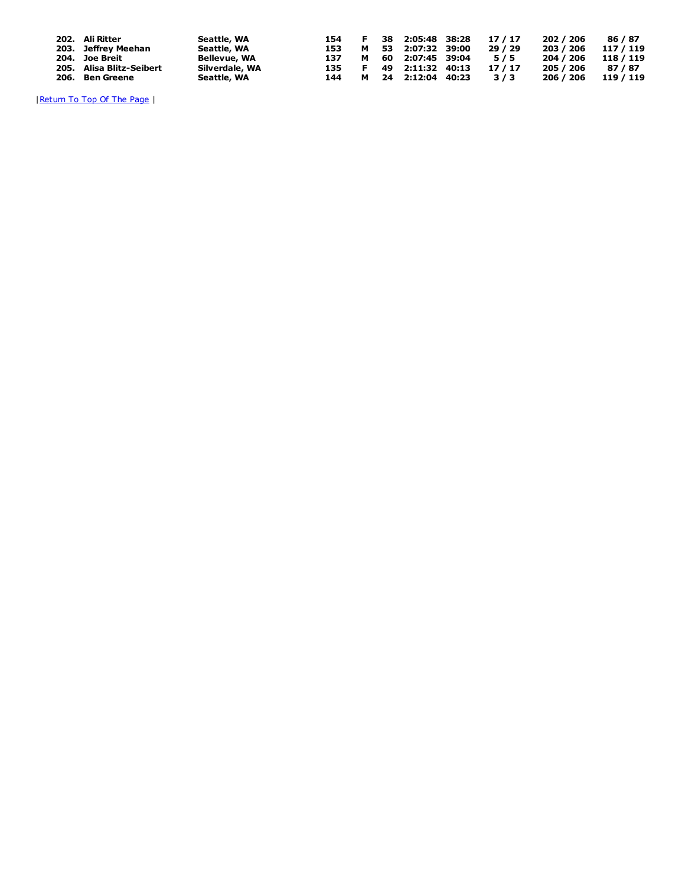| | | | | | | | | | |
|---|---|---|---|---|---|---|---|---|---|
| **202.** | **Ali Ritter** | **Seattle, WA** | **154** | **F** | **38** | **2:05:48** | **38:28** | **17 / 17** | **202 / 206** | **86 / 87** |
| **203.** | **Jeffrey Meehan** | **Seattle, WA** | **153** | **M** | **53** | **2:07:32** | **39:00** | **29 / 29** | **203 / 206** | **117 / 119** |
| **204.** | **Joe Breit** | **Bellevue, WA** | **137** | **M** | **60** | **2:07:45** | **39:04** | **5 / 5** | **204 / 206** | **118 / 119** |
| **205.** | **Alisa Blitz-Seibert** | **Silverdale, WA** | **135** | **F** | **49** | **2:11:32** | **40:13** | **17 / 17** | **205 / 206** | **87 / 87** |
| **206.** | **Ben Greene** | **Seattle, WA** | **144** | **M** | **24** | **2:12:04** | **40:23** | **3 / 3** | **206 / 206** | **119 / 119** |

|Return To Top Of The Page |